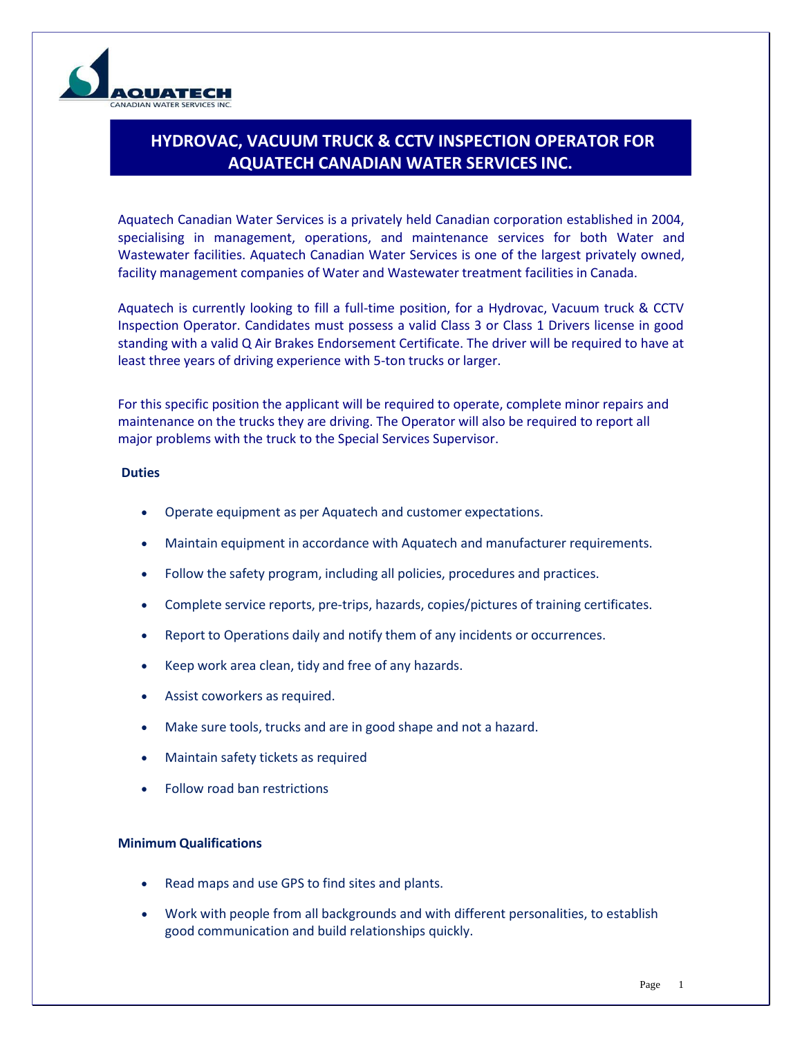AQUATECH
CANADIAN WATER SERVICES INC.

# HYDROVAC, VACUUM TRUCK & CCTV INSPECTION OPERATOR FOR AQUATECH CANADIAN WATER SERVICES INC.

Aquatech Canadian Water Services is a privately held Canadian corporation established in 2004, specialising in management, operations, and maintenance services for both Water and Wastewater facilities. Aquatech Canadian Water Services is one of the largest privately owned, facility management companies of Water and Wastewater treatment facilities in Canada.

Aquatech is currently looking to fill a full-time position, for a Hydrovac, Vacuum truck & CCTV Inspection Operator. Candidates must possess a valid Class 3 or Class 1 Drivers license in good standing with a valid Q Air Brakes Endorsement Certificate. The driver will be required to have at least three years of driving experience with 5-ton trucks or larger.

For this specific position the applicant will be required to operate, complete minor repairs and maintenance on the trucks they are driving. The Operator will also be required to report all major problems with the truck to the Special Services Supervisor.

**Duties**

- Operate equipment as per Aquatech and customer expectations.
- Maintain equipment in accordance with Aquatech and manufacturer requirements.
- Follow the safety program, including all policies, procedures and practices.
- Complete service reports, pre-trips, hazards, copies/pictures of training certificates.
- Report to Operations daily and notify them of any incidents or occurrences.
- Keep work area clean, tidy and free of any hazards.
- Assist coworkers as required.
- Make sure tools, trucks and are in good shape and not a hazard.
- Maintain safety tickets as required
- Follow road ban restrictions

**Minimum Qualifications**

- Read maps and use GPS to find sites and plants.
- Work with people from all backgrounds and with different personalities, to establish good communication and build relationships quickly.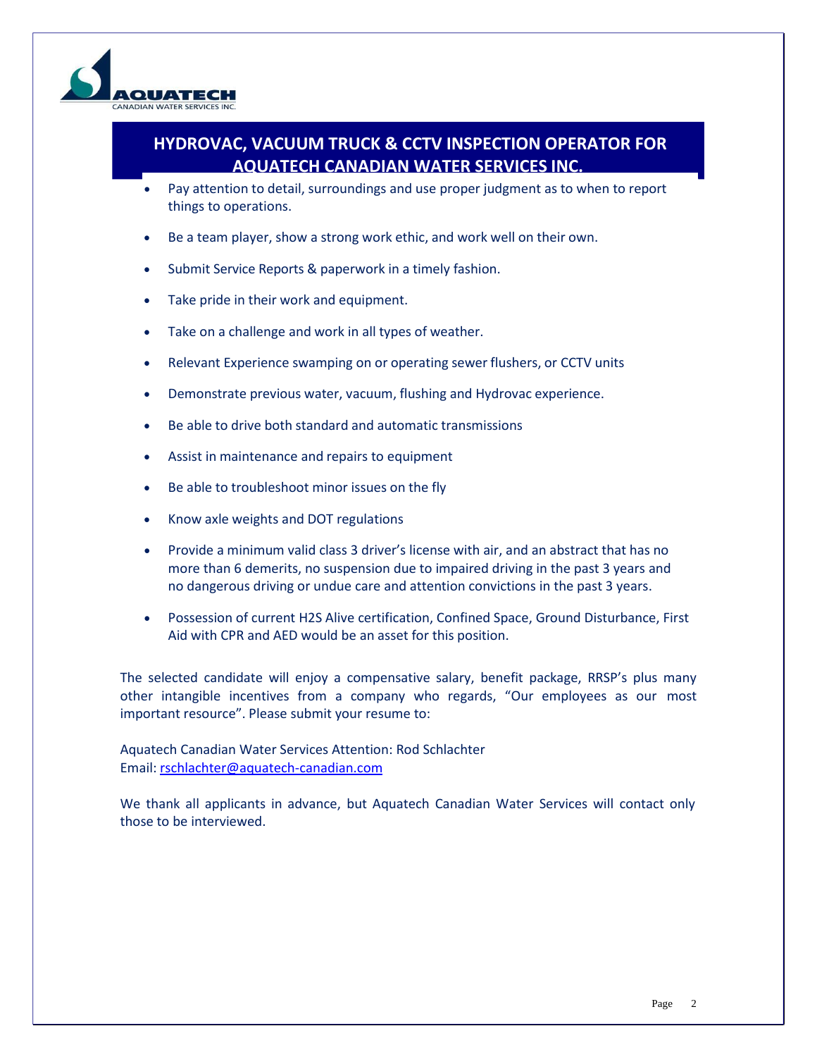## HYDROVAC, VACUUM TRUCK & CCTV INSPECTION OPERATOR FOR AQUATECH CANADIAN WATER SERVICES INC.

- Pay attention to detail, surroundings and use proper judgment as to when to report things to operations.
- Be a team player, show a strong work ethic, and work well on their own.
- Submit Service Reports & paperwork in a timely fashion.
- Take pride in their work and equipment.
- Take on a challenge and work in all types of weather.
- Relevant Experience swamping on or operating sewer flushers, or CCTV units
- Demonstrate previous water, vacuum, flushing and Hydrovac experience.
- Be able to drive both standard and automatic transmissions
- Assist in maintenance and repairs to equipment
- Be able to troubleshoot minor issues on the fly
- Know axle weights and DOT regulations
- Provide a minimum valid class 3 driver's license with air, and an abstract that has no more than 6 demerits, no suspension due to impaired driving in the past 3 years and no dangerous driving or undue care and attention convictions in the past 3 years.
- Possession of current H2S Alive certification, Confined Space, Ground Disturbance, First Aid with CPR and AED would be an asset for this position.

The selected candidate will enjoy a compensative salary, benefit package, RRSP's plus many other intangible incentives from a company who regards, "Our employees as our most important resource". Please submit your resume to:

Aquatech Canadian Water Services Attention: Rod Schlachter
Email: rschlachter@aquatech-canadian.com

We thank all applicants in advance, but Aquatech Canadian Water Services will contact only those to be interviewed.